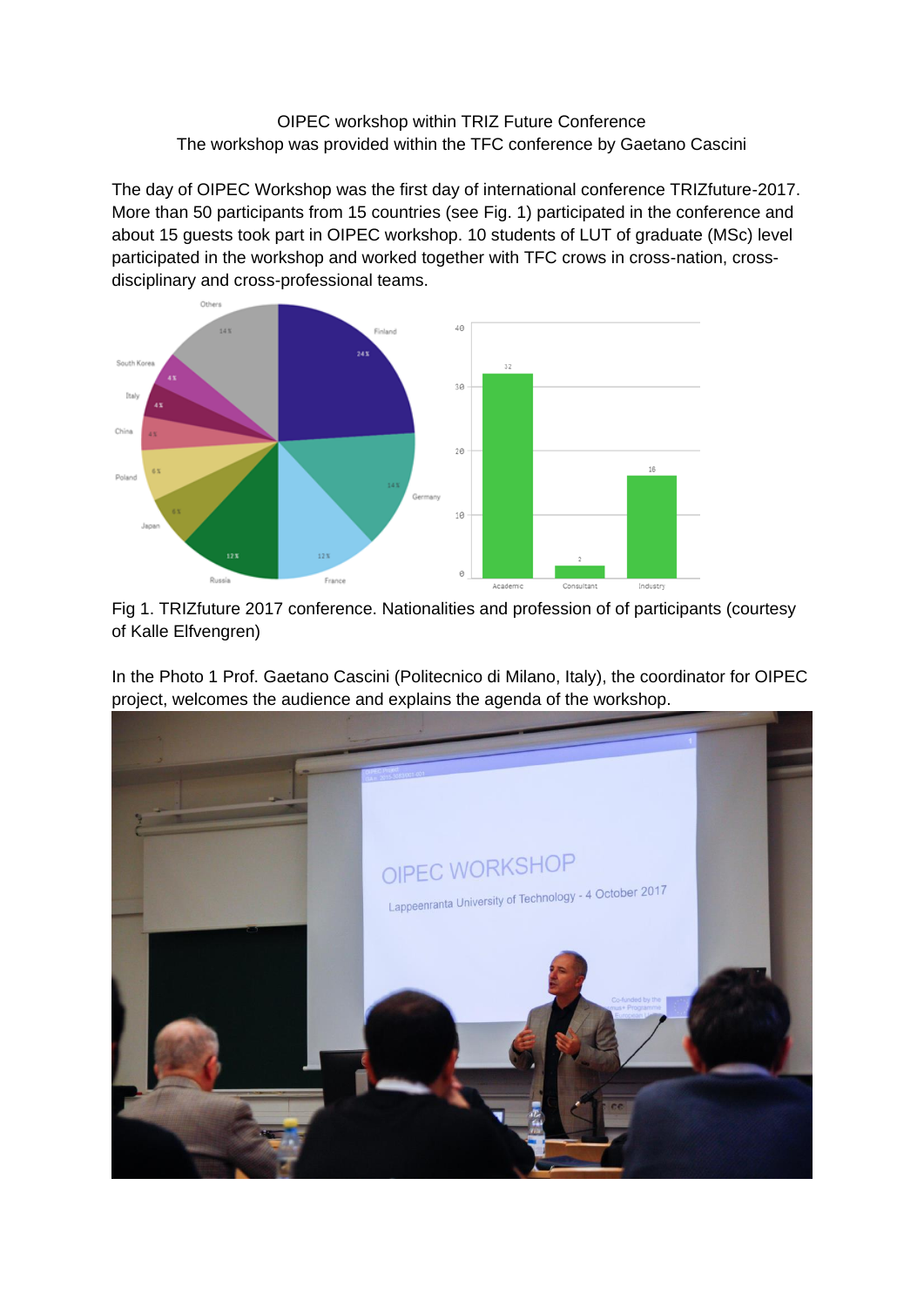OIPEC workshop within TRIZ Future Conference
The workshop was provided within the TFC conference by Gaetano Cascini

The day of OIPEC Workshop was the first day of international conference TRIZfuture-2017. More than 50 participants from 15 countries (see Fig. 1) participated in the conference and about 15 guests took part in OIPEC workshop. 10 students of LUT of graduate (MSc) level participated in the workshop and worked together with TFC crows in cross-nation, cross-disciplinary and cross-professional teams.

Fig 1. TRIZfuture 2017 conference. Nationalities and profession of of participants (courtesy of Kalle Elfvengren)

In the Photo 1 Prof. Gaetano Cascini (Politecnico di Milano, Italy), the coordinator for OIPEC project, welcomes the audience and explains the agenda of the workshop.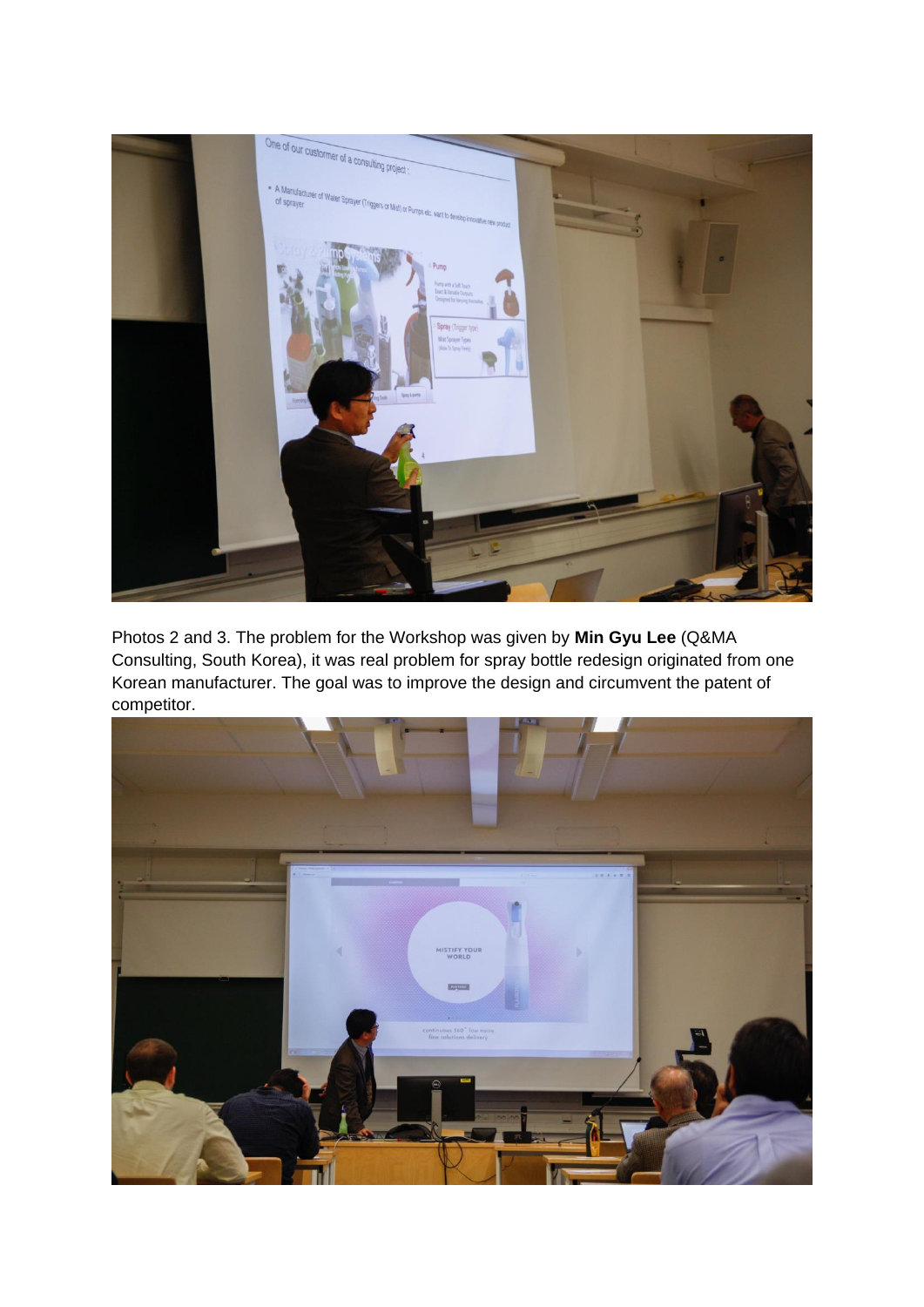Photos 2 and 3. The problem for the Workshop was given by **Min Gyu Lee** (Q&MA Consulting, South Korea), it was real problem for spray bottle redesign originated from one Korean manufacturer. The goal was to improve the design and circumvent the patent of competitor.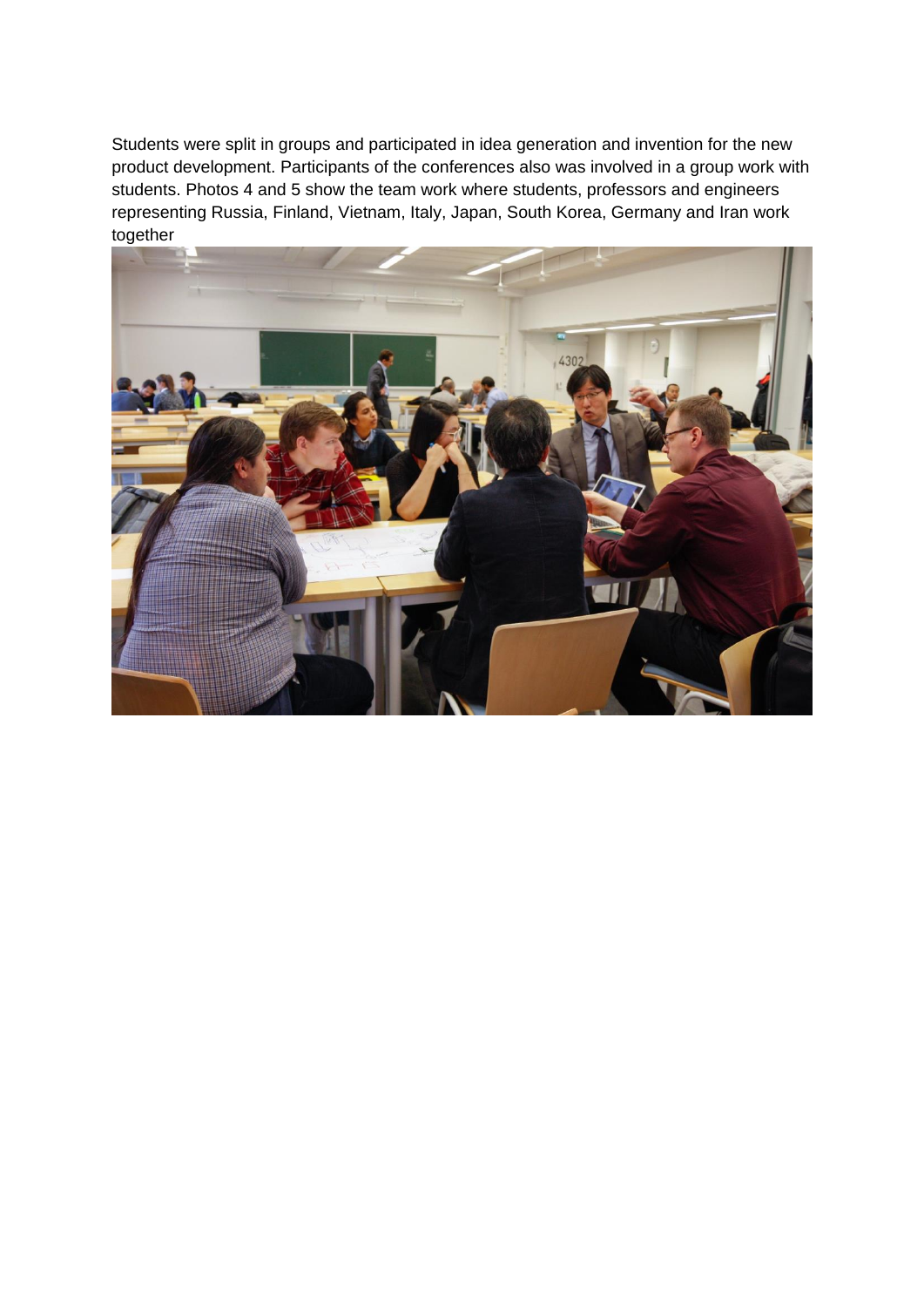Students were split in groups and participated in idea generation and invention for the new product development. Participants of the conferences also was involved in a group work with students. Photos 4 and 5 show the team work where students, professors and engineers representing Russia, Finland, Vietnam, Italy, Japan, South Korea, Germany and Iran work together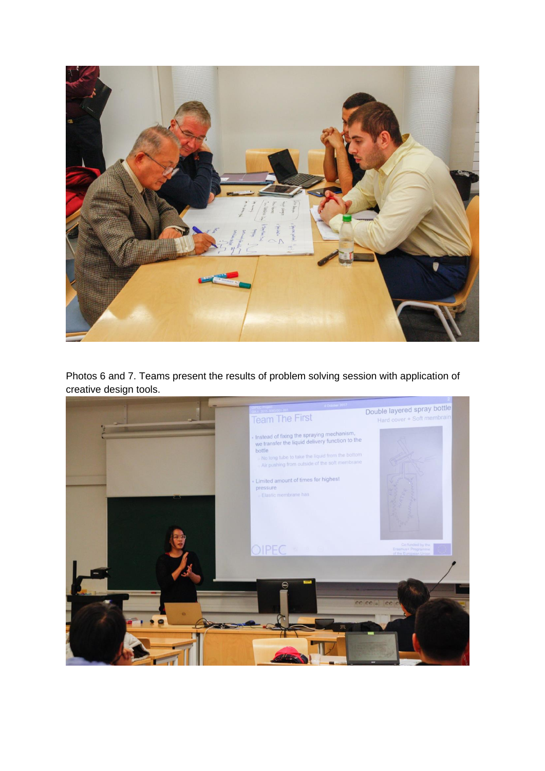Photos 6 and 7. Teams present the results of problem solving session with application of creative design tools.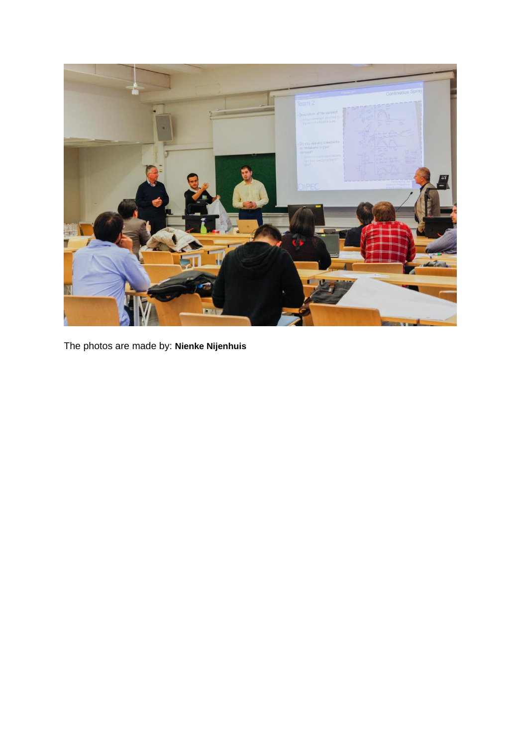The photos are made by: **Nienke Nijenhuis**